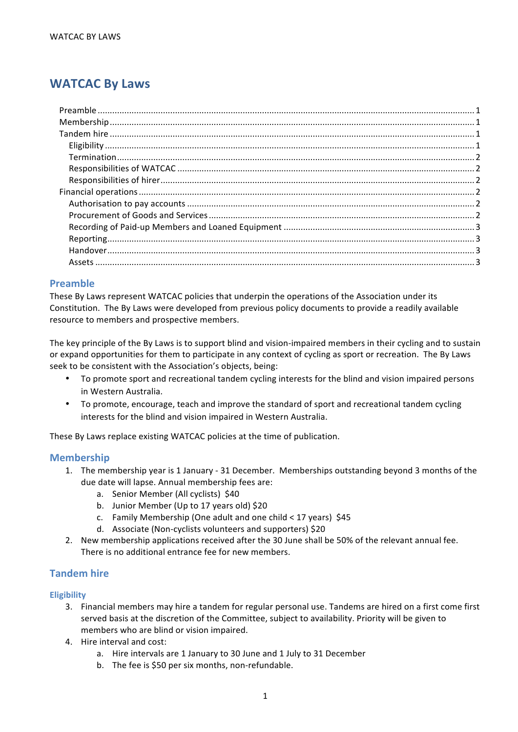# WATCAC By Laws

- Preamble ........ 1
- Membership ........ 1
- Tandem hire ........ 1
  - Eligibility ........ 1
  - Termination ........ 2
  - Responsibilities of WATCAC ........ 2
  - Responsibilities of hirer ........ 2
- Financial operations ........ 2
  - Authorisation to pay accounts ........ 2
  - Procurement of Goods and Services ........ 2
  - Recording of Paid-up Members and Loaned Equipment ........ 3
  - Reporting ........ 3
  - Handover ........ 3
  - Assets ........ 3

## Preamble

These By Laws represent WATCAC policies that underpin the operations of the Association under its Constitution. The By Laws were developed from previous policy documents to provide a readily available resource to members and prospective members.

The key principle of the By Laws is to support blind and vision-impaired members in their cycling and to sustain or expand opportunities for them to participate in any context of cycling as sport or recreation. The By Laws seek to be consistent with the Association's objects, being:

- To promote sport and recreational tandem cycling interests for the blind and vision impaired persons in Western Australia.
- To promote, encourage, teach and improve the standard of sport and recreational tandem cycling interests for the blind and vision impaired in Western Australia.

These By Laws replace existing WATCAC policies at the time of publication.

## Membership

1. The membership year is 1 January - 31 December. Memberships outstanding beyond 3 months of the due date will lapse. Annual membership fees are:
   a. Senior Member (All cyclists) $40
   b. Junior Member (Up to 17 years old) $20
   c. Family Membership (One adult and one child < 17 years) $45
   d. Associate (Non-cyclists volunteers and supporters) $20
2. New membership applications received after the 30 June shall be 50% of the relevant annual fee. There is no additional entrance fee for new members.

## Tandem hire

### Eligibility

3. Financial members may hire a tandem for regular personal use. Tandems are hired on a first come first served basis at the discretion of the Committee, subject to availability. Priority will be given to members who are blind or vision impaired.
4. Hire interval and cost:
   a. Hire intervals are 1 January to 30 June and 1 July to 31 December
   b. The fee is $50 per six months, non-refundable.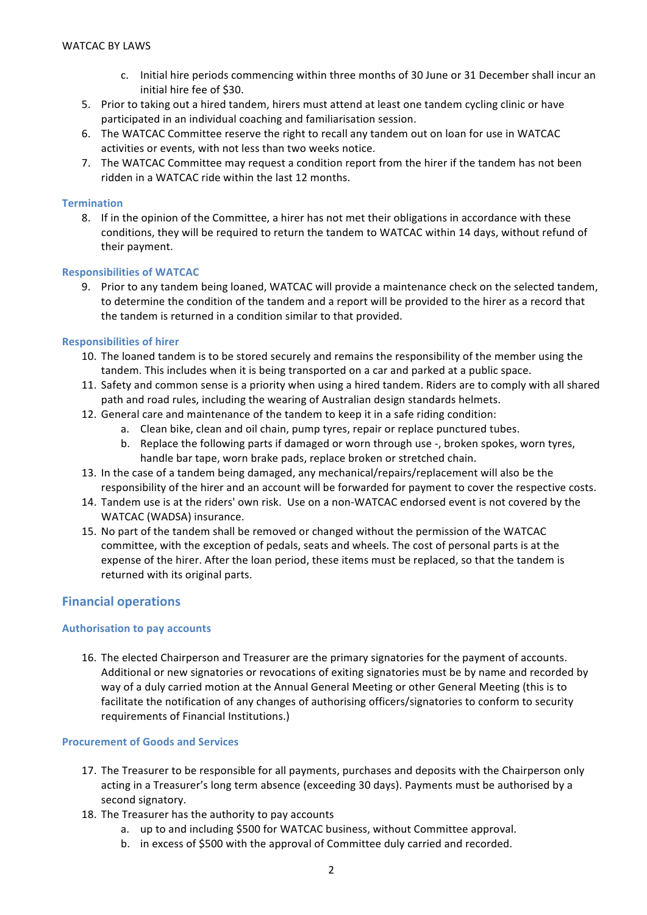c. Initial hire periods commencing within three months of 30 June or 31 December shall incur an initial hire fee of $30.

5. Prior to taking out a hired tandem, hirers must attend at least one tandem cycling clinic or have participated in an individual coaching and familiarisation session.
6. The WATCAC Committee reserve the right to recall any tandem out on loan for use in WATCAC activities or events, with not less than two weeks notice.
7. The WATCAC Committee may request a condition report from the hirer if the tandem has not been ridden in a WATCAC ride within the last 12 months.

### Termination

8. If in the opinion of the Committee, a hirer has not met their obligations in accordance with these conditions, they will be required to return the tandem to WATCAC within 14 days, without refund of their payment.

### Responsibilities of WATCAC

9. Prior to any tandem being loaned, WATCAC will provide a maintenance check on the selected tandem, to determine the condition of the tandem and a report will be provided to the hirer as a record that the tandem is returned in a condition similar to that provided.

### Responsibilities of hirer

10. The loaned tandem is to be stored securely and remains the responsibility of the member using the tandem. This includes when it is being transported on a car and parked at a public space.
11. Safety and common sense is a priority when using a hired tandem. Riders are to comply with all shared path and road rules, including the wearing of Australian design standards helmets.
12. General care and maintenance of the tandem to keep it in a safe riding condition:
    a. Clean bike, clean and oil chain, pump tyres, repair or replace punctured tubes.
    b. Replace the following parts if damaged or worn through use -, broken spokes, worn tyres, handle bar tape, worn brake pads, replace broken or stretched chain.
13. In the case of a tandem being damaged, any mechanical/repairs/replacement will also be the responsibility of the hirer and an account will be forwarded for payment to cover the respective costs.
14. Tandem use is at the riders' own risk. Use on a non-WATCAC endorsed event is not covered by the WATCAC (WADSA) insurance.
15. No part of the tandem shall be removed or changed without the permission of the WATCAC committee, with the exception of pedals, seats and wheels. The cost of personal parts is at the expense of the hirer. After the loan period, these items must be replaced, so that the tandem is returned with its original parts.

## Financial operations

### Authorisation to pay accounts

16. The elected Chairperson and Treasurer are the primary signatories for the payment of accounts. Additional or new signatories or revocations of exiting signatories must be by name and recorded by way of a duly carried motion at the Annual General Meeting or other General Meeting (this is to facilitate the notification of any changes of authorising officers/signatories to conform to security requirements of Financial Institutions.)

### Procurement of Goods and Services

17. The Treasurer to be responsible for all payments, purchases and deposits with the Chairperson only acting in a Treasurer's long term absence (exceeding 30 days). Payments must be authorised by a second signatory.
18. The Treasurer has the authority to pay accounts
    a. up to and including $500 for WATCAC business, without Committee approval.
    b. in excess of $500 with the approval of Committee duly carried and recorded.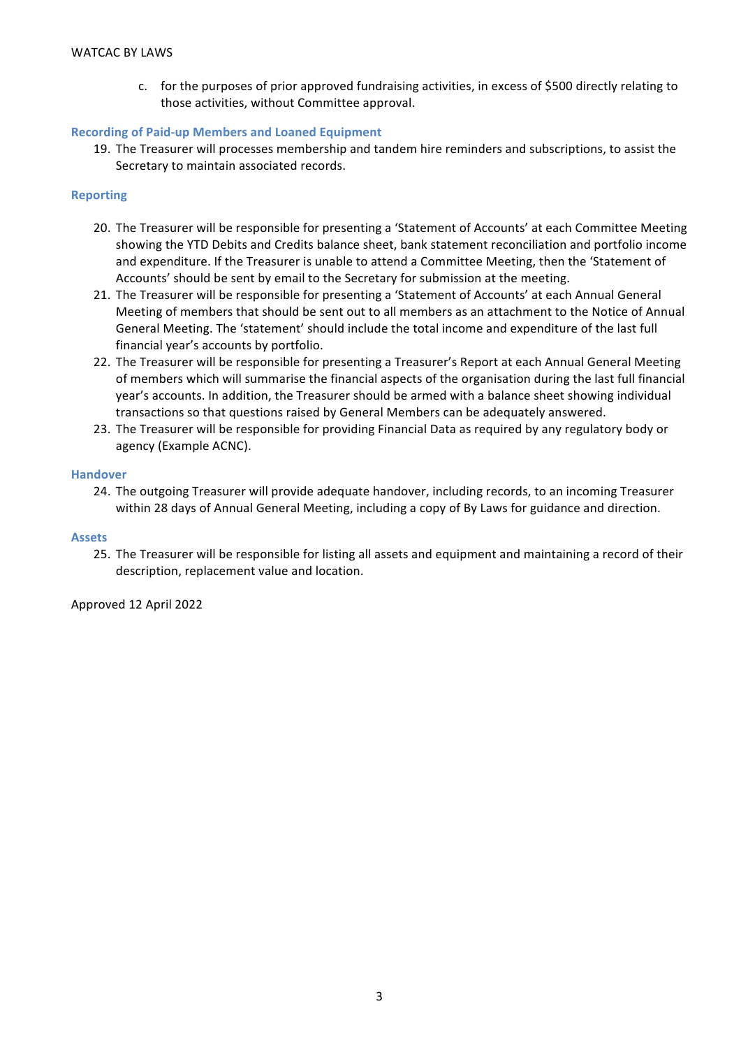c. for the purposes of prior approved fundraising activities, in excess of $500 directly relating to those activities, without Committee approval.

### Recording of Paid-up Members and Loaned Equipment

19. The Treasurer will processes membership and tandem hire reminders and subscriptions, to assist the Secretary to maintain associated records.

### Reporting

20. The Treasurer will be responsible for presenting a 'Statement of Accounts' at each Committee Meeting showing the YTD Debits and Credits balance sheet, bank statement reconciliation and portfolio income and expenditure. If the Treasurer is unable to attend a Committee Meeting, then the 'Statement of Accounts' should be sent by email to the Secretary for submission at the meeting.
21. The Treasurer will be responsible for presenting a 'Statement of Accounts' at each Annual General Meeting of members that should be sent out to all members as an attachment to the Notice of Annual General Meeting. The 'statement' should include the total income and expenditure of the last full financial year's accounts by portfolio.
22. The Treasurer will be responsible for presenting a Treasurer's Report at each Annual General Meeting of members which will summarise the financial aspects of the organisation during the last full financial year's accounts. In addition, the Treasurer should be armed with a balance sheet showing individual transactions so that questions raised by General Members can be adequately answered.
23. The Treasurer will be responsible for providing Financial Data as required by any regulatory body or agency (Example ACNC).

### Handover

24. The outgoing Treasurer will provide adequate handover, including records, to an incoming Treasurer within 28 days of Annual General Meeting, including a copy of By Laws for guidance and direction.

### Assets

25. The Treasurer will be responsible for listing all assets and equipment and maintaining a record of their description, replacement value and location.

Approved 12 April 2022